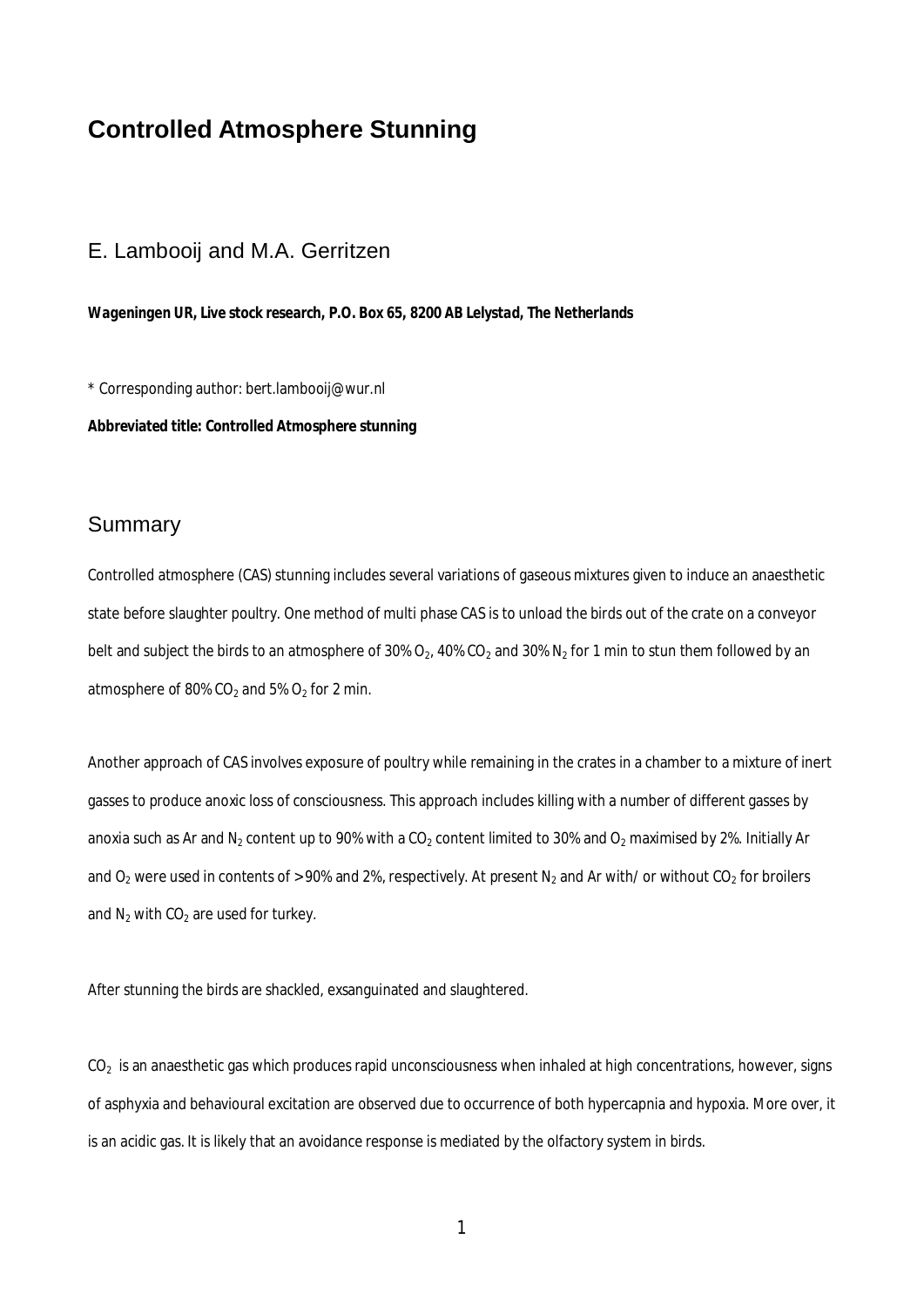# Controlled Atmosphere Stunning

## E. Lambooij and M.A. Gerritzen

***Wageningen UR, Live stock research, P.O. Box 65, 8200 AB Lelystad, The Netherlands***

\* Corresponding author: bert.lambooij@wur.nl

**Abbreviated title: Controlled Atmosphere stunning**

## Summary

Controlled atmosphere (CAS) stunning includes several variations of gaseous mixtures given to induce an anaesthetic state before slaughter poultry. One method of multi phase CAS is to unload the birds out of the crate on a conveyor belt and subject the birds to an atmosphere of 30% $O_2$, 40% $CO_2$ and 30% $N_2$ for 1 min to stun them followed by an atmosphere of 80% $CO_2$ and 5% $O_2$ for 2 min.

Another approach of CAS involves exposure of poultry while remaining in the crates in a chamber to a mixture of inert gasses to produce anoxic loss of consciousness. This approach includes killing with a number of different gasses by anoxia such as Ar and $N_2$ content up to 90% with a $CO_2$ content limited to 30% and $O_2$ maximised by 2%. Initially Ar and $O_2$ were used in contents of >90% and 2%, respectively. At present $N_2$ and Ar with/ or without $CO_2$ for broilers and $N_2$ with $CO_2$ are used for turkey.

After stunning the birds are shackled, exsanguinated and slaughtered.

$CO_2$ is an anaesthetic gas which produces rapid unconsciousness when inhaled at high concentrations, however, signs of asphyxia and behavioural excitation are observed due to occurrence of both hypercapnia and hypoxia. More over, it is an acidic gas. It is likely that an avoidance response is mediated by the olfactory system in birds.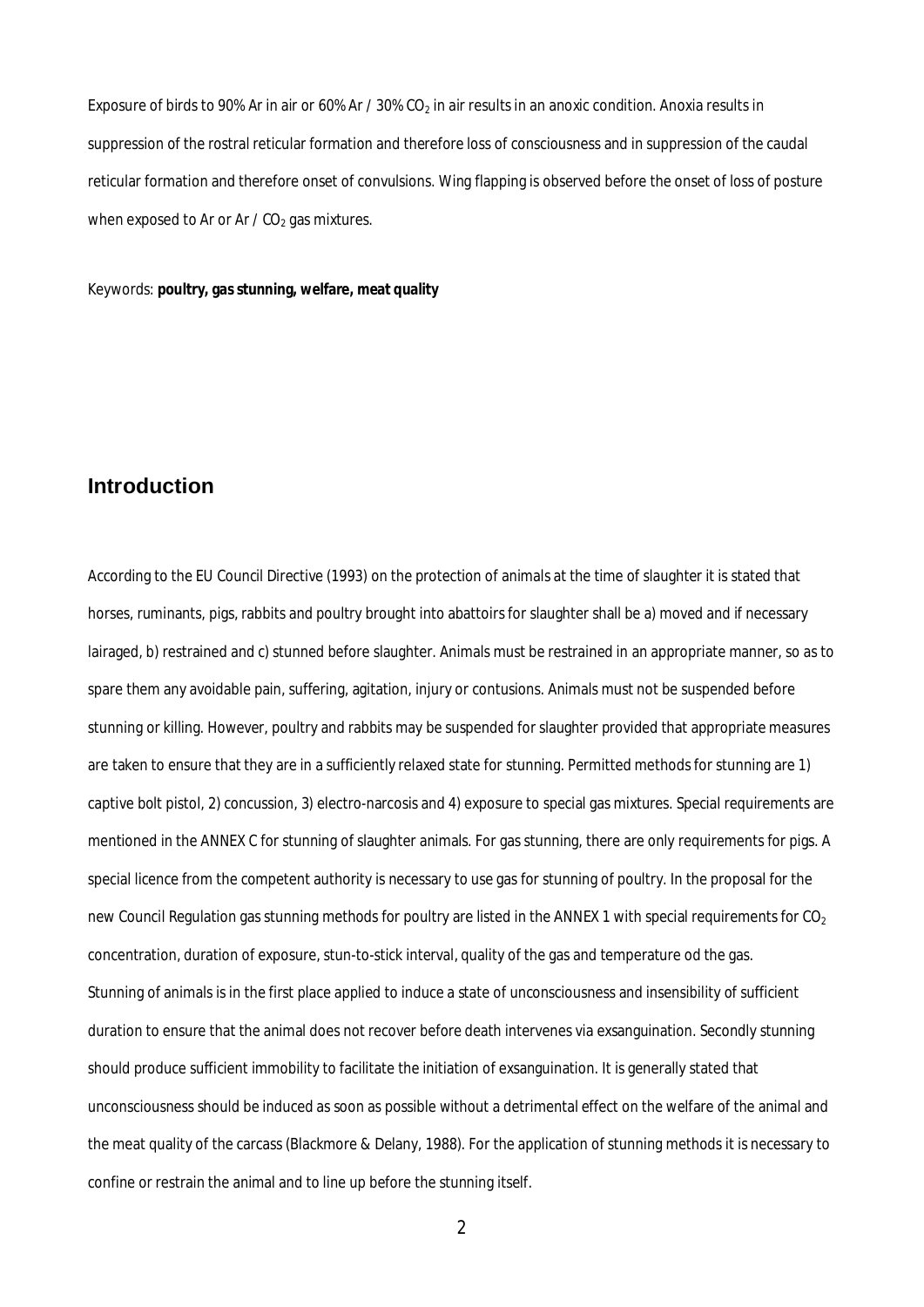Exposure of birds to 90% Ar in air or 60% Ar / 30% $CO_2$ in air results in an anoxic condition. Anoxia results in suppression of the rostral reticular formation and therefore loss of consciousness and in suppression of the caudal reticular formation and therefore onset of convulsions. Wing flapping is observed before the onset of loss of posture when exposed to Ar or Ar / $CO_2$ gas mixtures.

Keywords: **poultry, gas stunning, welfare, meat quality**

## Introduction

According to the EU Council Directive (1993) on the protection of animals at the time of slaughter it is stated that horses, ruminants, pigs, rabbits and poultry brought into abattoirs for slaughter shall be a) moved and if necessary lairaged, b) restrained and c) stunned before slaughter. Animals must be restrained in an appropriate manner, so as to spare them any avoidable pain, suffering, agitation, injury or contusions. Animals must not be suspended before stunning or killing. However, poultry and rabbits may be suspended for slaughter provided that appropriate measures are taken to ensure that they are in a sufficiently relaxed state for stunning. Permitted methods for stunning are 1) captive bolt pistol, 2) concussion, 3) electro-narcosis and 4) exposure to special gas mixtures. Special requirements are mentioned in the ANNEX C for stunning of slaughter animals. For gas stunning, there are only requirements for pigs. A special licence from the competent authority is necessary to use gas for stunning of poultry. In the proposal for the new Council Regulation gas stunning methods for poultry are listed in the ANNEX 1 with special requirements for $CO_2$ concentration, duration of exposure, stun-to-stick interval, quality of the gas and temperature od the gas.
Stunning of animals is in the first place applied to induce a state of unconsciousness and insensibility of sufficient duration to ensure that the animal does not recover before death intervenes via exsanguination. Secondly stunning should produce sufficient immobility to facilitate the initiation of exsanguination. It is generally stated that unconsciousness should be induced as soon as possible without a detrimental effect on the welfare of the animal and the meat quality of the carcass (Blackmore & Delany, 1988). For the application of stunning methods it is necessary to confine or restrain the animal and to line up before the stunning itself.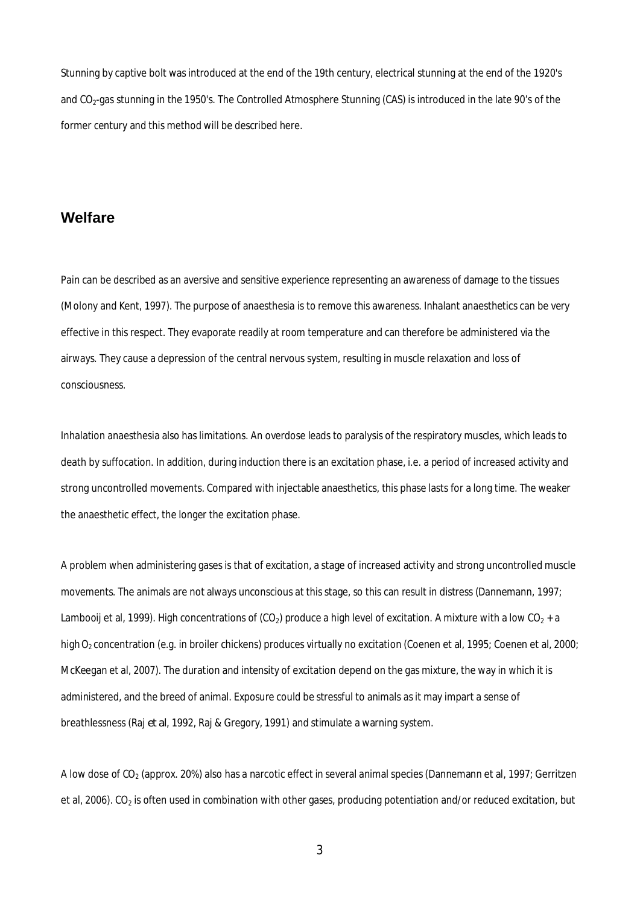Stunning by captive bolt was introduced at the end of the 19th century, electrical stunning at the end of the 1920's and $CO_2$-gas stunning in the 1950's. The Controlled Atmosphere Stunning (CAS) is introduced in the late 90's of the former century and this method will be described here.

## Welfare

Pain can be described as an aversive and sensitive experience representing an awareness of damage to the tissues (Molony and Kent, 1997). The purpose of anaesthesia is to remove this awareness. Inhalant anaesthetics can be very effective in this respect. They evaporate readily at room temperature and can therefore be administered via the airways. They cause a depression of the central nervous system, resulting in muscle relaxation and loss of consciousness.

Inhalation anaesthesia also has limitations. An overdose leads to paralysis of the respiratory muscles, which leads to death by suffocation. In addition, during induction there is an excitation phase, i.e. a period of increased activity and strong uncontrolled movements. Compared with injectable anaesthetics, this phase lasts for a long time. The weaker the anaesthetic effect, the longer the excitation phase.

A problem when administering gases is that of excitation, a stage of increased activity and strong uncontrolled muscle movements. The animals are not always unconscious at this stage, so this can result in distress (Dannemann, 1997; Lambooij et al, 1999). High concentrations of ($CO_2$) produce a high level of excitation. A mixture with a low $CO_2$ + a high $O_2$ concentration (e.g. in broiler chickens) produces virtually no excitation (Coenen et al, 1995; Coenen et al, 2000; McKeegan et al, 2007). The duration and intensity of excitation depend on the gas mixture, the way in which it is administered, and the breed of animal. Exposure could be stressful to animals as it may impart a sense of breathlessness (Raj *et al*, 1992, Raj & Gregory, 1991) and stimulate a warning system.

A low dose of $CO_2$ (approx. 20%) also has a narcotic effect in several animal species (Dannemann et al, 1997; Gerritzen et al, 2006). $CO_2$ is often used in combination with other gases, producing potentiation and/or reduced excitation, but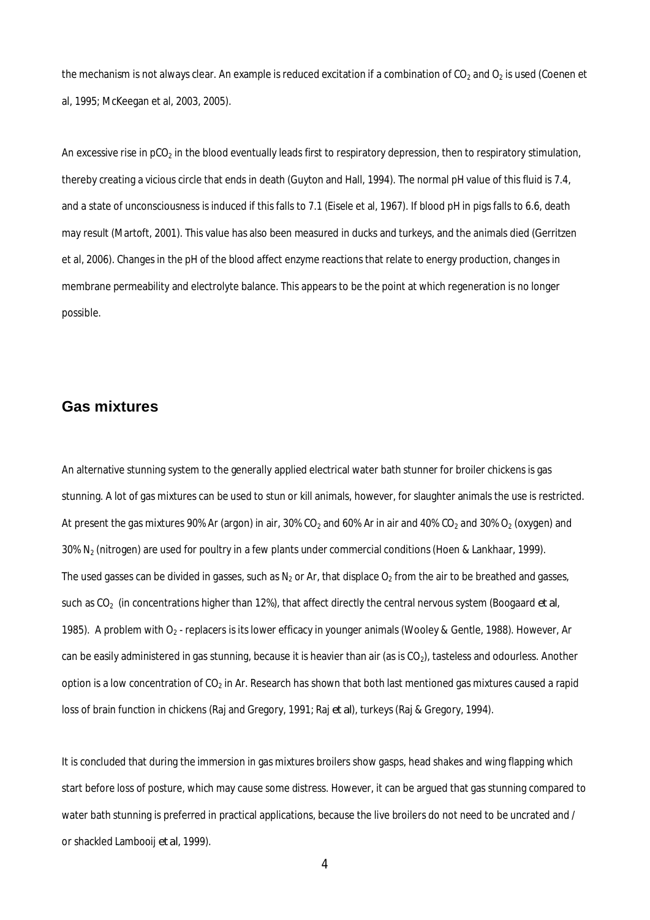the mechanism is not always clear. An example is reduced excitation if a combination of $CO_2$ and $O_2$ is used (Coenen et al, 1995; McKeegan et al, 2003, 2005).

An excessive rise in $pCO_2$ in the blood eventually leads first to respiratory depression, then to respiratory stimulation, thereby creating a vicious circle that ends in death (Guyton and Hall, 1994). The normal pH value of this fluid is 7.4, and a state of unconsciousness is induced if this falls to 7.1 (Eisele et al, 1967). If blood pH in pigs falls to 6.6, death may result (Martoft, 2001). This value has also been measured in ducks and turkeys, and the animals died (Gerritzen et al, 2006). Changes in the pH of the blood affect enzyme reactions that relate to energy production, changes in membrane permeability and electrolyte balance. This appears to be the point at which regeneration is no longer possible.

## Gas mixtures

An alternative stunning system to the generally applied electrical water bath stunner for broiler chickens is gas stunning. A lot of gas mixtures can be used to stun or kill animals, however, for slaughter animals the use is restricted. At present the gas mixtures 90% Ar (argon) in air, 30% $CO_2$ and 60% Ar in air and 40% $CO_2$ and 30% $O_2$ (oxygen) and 30% $N_2$ (nitrogen) are used for poultry in a few plants under commercial conditions (Hoen & Lankhaar, 1999). The used gasses can be divided in gasses, such as $N_2$ or Ar, that displace $O_2$ from the air to be breathed and gasses, such as $CO_2$ (in concentrations higher than 12%), that affect directly the central nervous system (Boogaard *et al*, 1985). A problem with $O_2$ - replacers is its lower efficacy in younger animals (Wooley & Gentle, 1988). However, Ar can be easily administered in gas stunning, because it is heavier than air (as is $CO_2$), tasteless and odourless. Another option is a low concentration of $CO_2$ in Ar. Research has shown that both last mentioned gas mixtures caused a rapid loss of brain function in chickens (Raj and Gregory, 1991; Raj *et al*), turkeys (Raj & Gregory, 1994).

It is concluded that during the immersion in gas mixtures broilers show gasps, head shakes and wing flapping which start before loss of posture, which may cause some distress. However, it can be argued that gas stunning compared to water bath stunning is preferred in practical applications, because the live broilers do not need to be uncrated and / or shackled Lambooij *et al*, 1999).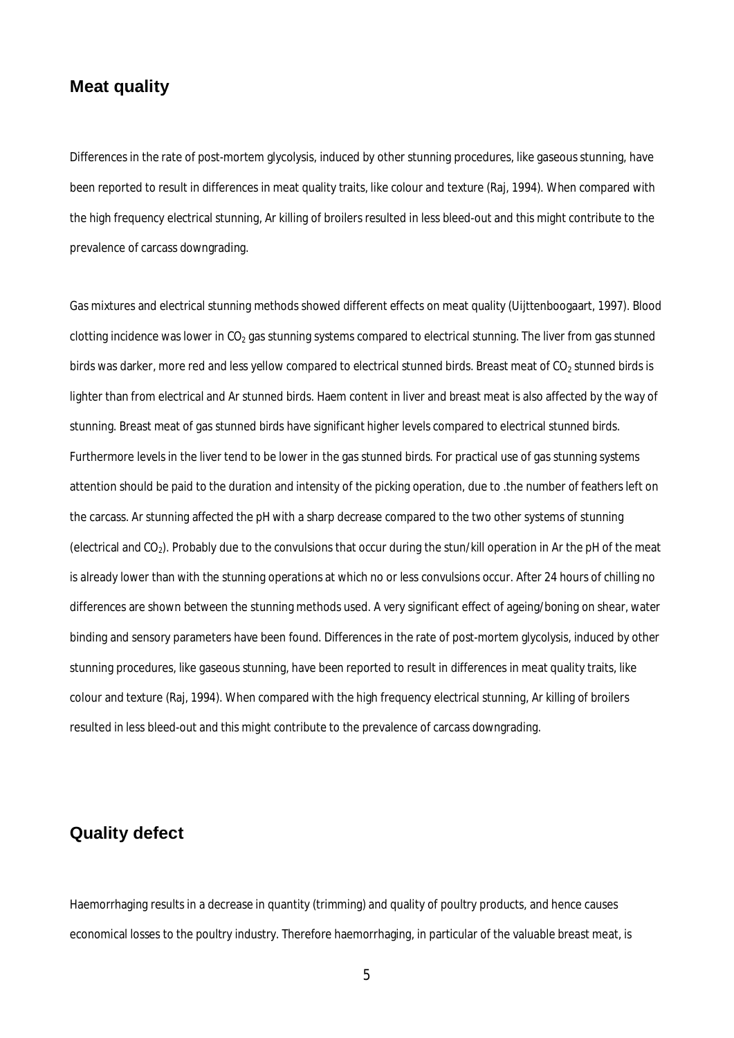## Meat quality

Differences in the rate of post-mortem glycolysis, induced by other stunning procedures, like gaseous stunning, have been reported to result in differences in meat quality traits, like colour and texture (Raj, 1994). When compared with the high frequency electrical stunning, Ar killing of broilers resulted in less bleed-out and this might contribute to the prevalence of carcass downgrading.

Gas mixtures and electrical stunning methods showed different effects on meat quality (Uijttenboogaart, 1997). Blood clotting incidence was lower in $CO_2$ gas stunning systems compared to electrical stunning. The liver from gas stunned birds was darker, more red and less yellow compared to electrical stunned birds. Breast meat of $CO_2$ stunned birds is lighter than from electrical and Ar stunned birds. Haem content in liver and breast meat is also affected by the way of stunning. Breast meat of gas stunned birds have significant higher levels compared to electrical stunned birds. Furthermore levels in the liver tend to be lower in the gas stunned birds. For practical use of gas stunning systems attention should be paid to the duration and intensity of the picking operation, due to .the number of feathers left on the carcass. Ar stunning affected the pH with a sharp decrease compared to the two other systems of stunning (electrical and $CO_2$). Probably due to the convulsions that occur during the stun/kill operation in Ar the pH of the meat is already lower than with the stunning operations at which no or less convulsions occur. After 24 hours of chilling no differences are shown between the stunning methods used. A very significant effect of ageing/boning on shear, water binding and sensory parameters have been found. Differences in the rate of post-mortem glycolysis, induced by other stunning procedures, like gaseous stunning, have been reported to result in differences in meat quality traits, like colour and texture (Raj, 1994). When compared with the high frequency electrical stunning, Ar killing of broilers resulted in less bleed-out and this might contribute to the prevalence of carcass downgrading.

## Quality defect

Haemorrhaging results in a decrease in quantity (trimming) and quality of poultry products, and hence causes economical losses to the poultry industry. Therefore haemorrhaging, in particular of the valuable breast meat, is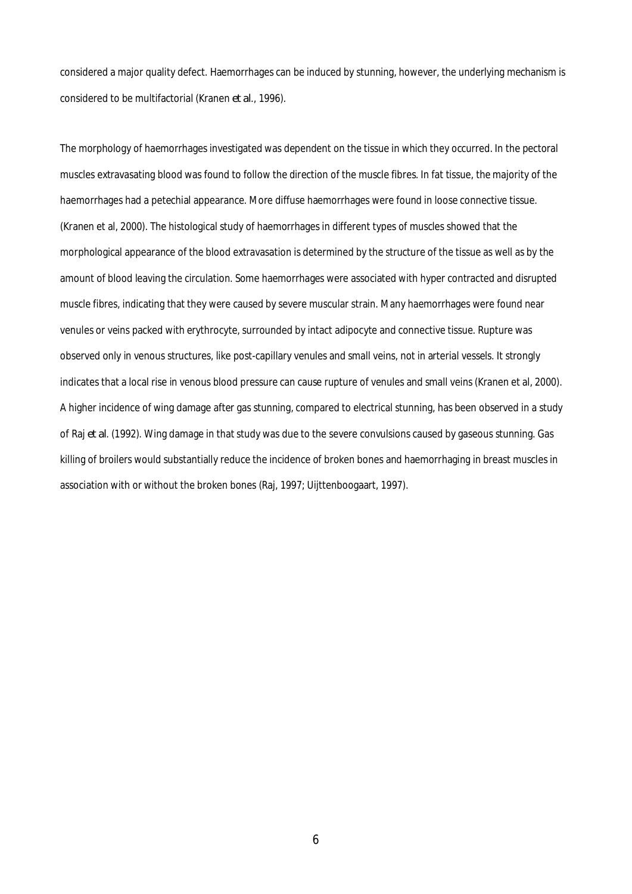considered a major quality defect. Haemorrhages can be induced by stunning, however, the underlying mechanism is considered to be multifactorial (Kranen *et al.*, 1996).

The morphology of haemorrhages investigated was dependent on the tissue in which they occurred. In the pectoral muscles extravasating blood was found to follow the direction of the muscle fibres. In fat tissue, the majority of the haemorrhages had a petechial appearance. More diffuse haemorrhages were found in loose connective tissue. (Kranen et al, 2000). The histological study of haemorrhages in different types of muscles showed that the morphological appearance of the blood extravasation is determined by the structure of the tissue as well as by the amount of blood leaving the circulation. Some haemorrhages were associated with hyper contracted and disrupted muscle fibres, indicating that they were caused by severe muscular strain. Many haemorrhages were found near venules or veins packed with erythrocyte, surrounded by intact adipocyte and connective tissue. Rupture was observed only in venous structures, like post-capillary venules and small veins, not in arterial vessels. It strongly indicates that a local rise in venous blood pressure can cause rupture of venules and small veins (Kranen et al, 2000). A higher incidence of wing damage after gas stunning, compared to electrical stunning, has been observed in a study of Raj *et al*. (1992). Wing damage in that study was due to the severe convulsions caused by gaseous stunning. Gas killing of broilers would substantially reduce the incidence of broken bones and haemorrhaging in breast muscles in association with or without the broken bones (Raj, 1997; Uijttenboogaart, 1997).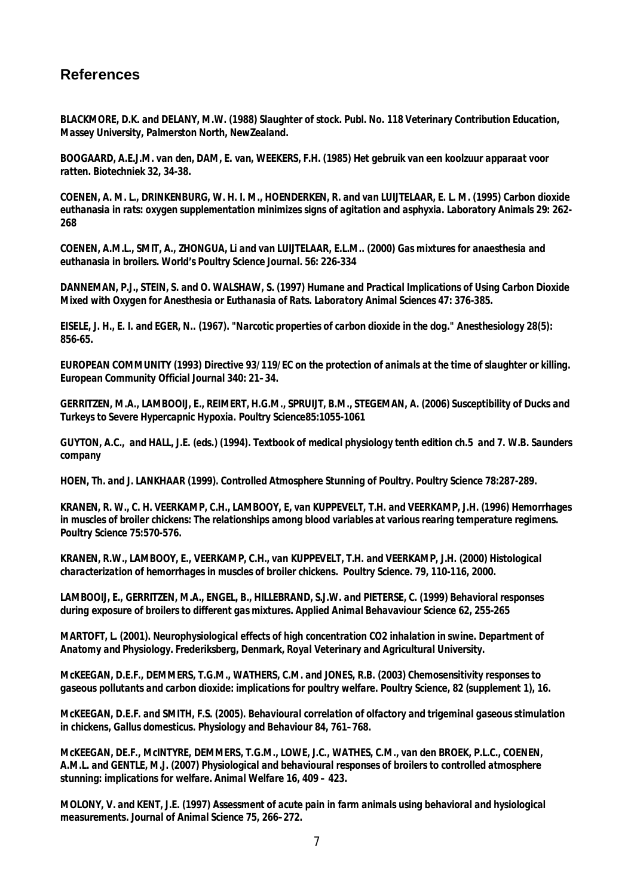## References

**BLACKMORE, D.K. and DELANY, M.W. (1988) Slaughter of stock. Publ. No. 118 Veterinary Contribution Education, Massey University, Palmerston North, NewZealand.**

**BOOGAARD, A.E.J.M. van den, DAM, E. van, WEEKERS, F.H. (1985) Het gebruik van een koolzuur apparaat voor ratten. Biotechniek 32, 34-38.**

**COENEN, A. M. L., DRINKENBURG, W. H. I. M., HOENDERKEN, R. and van LUIJTELAAR, E. L. M. (1995) Carbon dioxide euthanasia in rats: oxygen supplementation minimizes signs of agitation and asphyxia. Laboratory Animals 29: 262-268**

**COENEN, A.M.L., SMIT, A., ZHONGUA, Li and van LUIJTELAAR, E.L.M.. (2000) Gas mixtures for anaesthesia and euthanasia in broilers. World's Poultry Science Journal. 56: 226-334**

**DANNEMAN, P.J., STEIN, S. and O. WALSHAW, S. (1997) Humane and Practical Implications of Using Carbon Dioxide Mixed with Oxygen for Anesthesia or Euthanasia of Rats. Laboratory Animal Sciences 47: 376-385.**

**EISELE, J. H., E. I. and EGER, N.. (1967). "Narcotic properties of carbon dioxide in the dog." Anesthesiology 28(5): 856-65.**

**EUROPEAN COMMUNITY (1993) Directive 93/119/EC on the protection of animals at the time of slaughter or killing. European Community Official Journal 340: 21–34.**

**GERRITZEN, M.A., LAMBOOIJ, E., REIMERT, H.G.M., SPRUIJT, B.M., STEGEMAN, A. (2006) Susceptibility of Ducks and Turkeys to Severe Hypercapnic Hypoxia. Poultry Science85:1055-1061**

**GUYTON, A.C., and HALL, J.E. (eds.) (1994). Textbook of medical physiology tenth edition ch.5 and 7. W.B. Saunders company**

**HOEN, Th. and J. LANKHAAR (1999). Controlled Atmosphere Stunning of Poultry. Poultry Science 78:287-289.**

**KRANEN, R. W., C. H. VEERKAMP, C.H., LAMBOOY, E, van KUPPEVELT, T.H. and VEERKAMP, J.H. (1996) Hemorrhages in muscles of broiler chickens: The relationships among blood variables at various rearing temperature regimens. Poultry Science 75:570-576.**

**KRANEN, R.W., LAMBOOY, E., VEERKAMP, C.H., van KUPPEVELT, T.H. and VEERKAMP, J.H. (2000) Histological characterization of hemorrhages in muscles of broiler chickens. Poultry Science. 79, 110-116, 2000.**

**LAMBOOIJ, E., GERRITZEN, M.A., ENGEL, B., HILLEBRAND, S.J.W. and PIETERSE, C. (1999) Behavioral responses during exposure of broilers to different gas mixtures. Applied Animal Behavaviour Science 62, 255-265**

**MARTOFT, L. (2001). Neurophysiological effects of high concentration CO2 inhalation in swine. Department of Anatomy and Physiology. Frederiksberg, Denmark, Royal Veterinary and Agricultural University.**

**McKEEGAN, D.E.F., DEMMERS, T.G.M., WATHERS, C.M. and JONES, R.B. (2003) Chemosensitivity responses to gaseous pollutants and carbon dioxide: implications for poultry welfare. Poultry Science, 82 (supplement 1), 16.**

**McKEEGAN, D.E.F. and SMITH, F.S. (2005). Behavioural correlation of olfactory and trigeminal gaseous stimulation in chickens, Gallus domesticus. Physiology and Behaviour 84, 761–768.**

**McKEEGAN, DE.F., McINTYRE, DEMMERS, T.G.M., LOWE, J.C., WATHES, C.M., van den BROEK, P.L.C., COENEN, A.M.L. and GENTLE, M.J. (2007) Physiological and behavioural responses of broilers to controlled atmosphere stunning: implications for welfare. Animal Welfare 16, 409 – 423.**

**MOLONY, V. and KENT, J.E. (1997) Assessment of acute pain in farm animals using behavioral and hysiological measurements. Journal of Animal Science 75, 266–272.**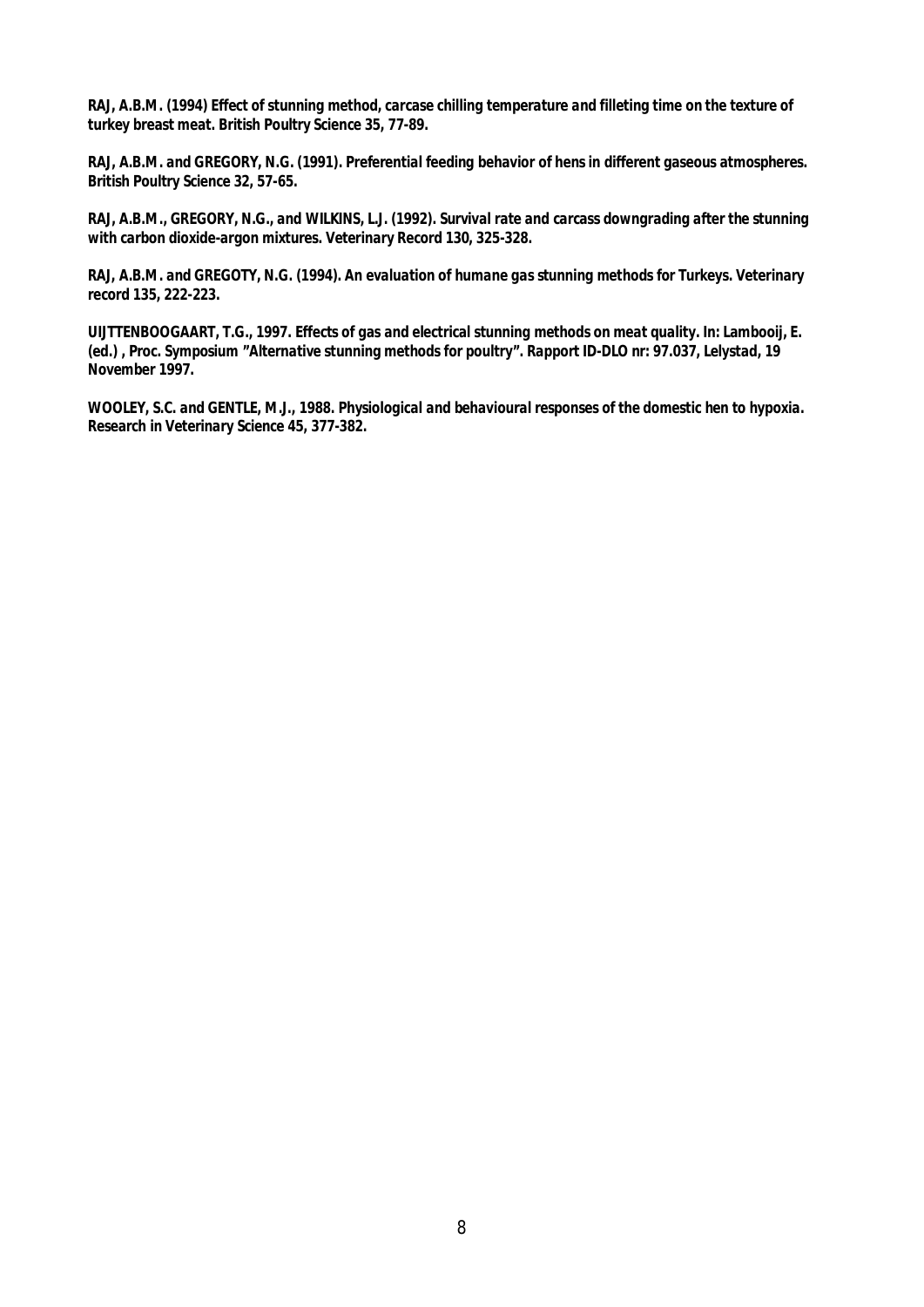**RAJ, A.B.M. (1994) Effect of stunning method, carcase chilling temperature and filleting time on the texture of turkey breast meat. British Poultry Science 35, 77-89.**

**RAJ, A.B.M. and GREGORY, N.G. (1991). Preferential feeding behavior of hens in different gaseous atmospheres. British Poultry Science 32, 57-65.**

**RAJ, A.B.M., GREGORY, N.G., and WILKINS, L.J. (1992). Survival rate and carcass downgrading after the stunning with carbon dioxide-argon mixtures. Veterinary Record 130, 325-328.**

**RAJ, A.B.M. and GREGOTY, N.G. (1994). An evaluation of humane gas stunning methods for Turkeys. Veterinary record 135, 222-223.**

**UIJTTENBOOGAART, T.G., 1997. Effects of gas and electrical stunning methods on meat quality. In: Lambooij, E. (ed.) , Proc. Symposium "Alternative stunning methods for poultry". Rapport ID-DLO nr: 97.037, Lelystad, 19 November 1997.**

**WOOLEY, S.C. and GENTLE, M.J., 1988. Physiological and behavioural responses of the domestic hen to hypoxia. Research in Veterinary Science 45, 377-382.**